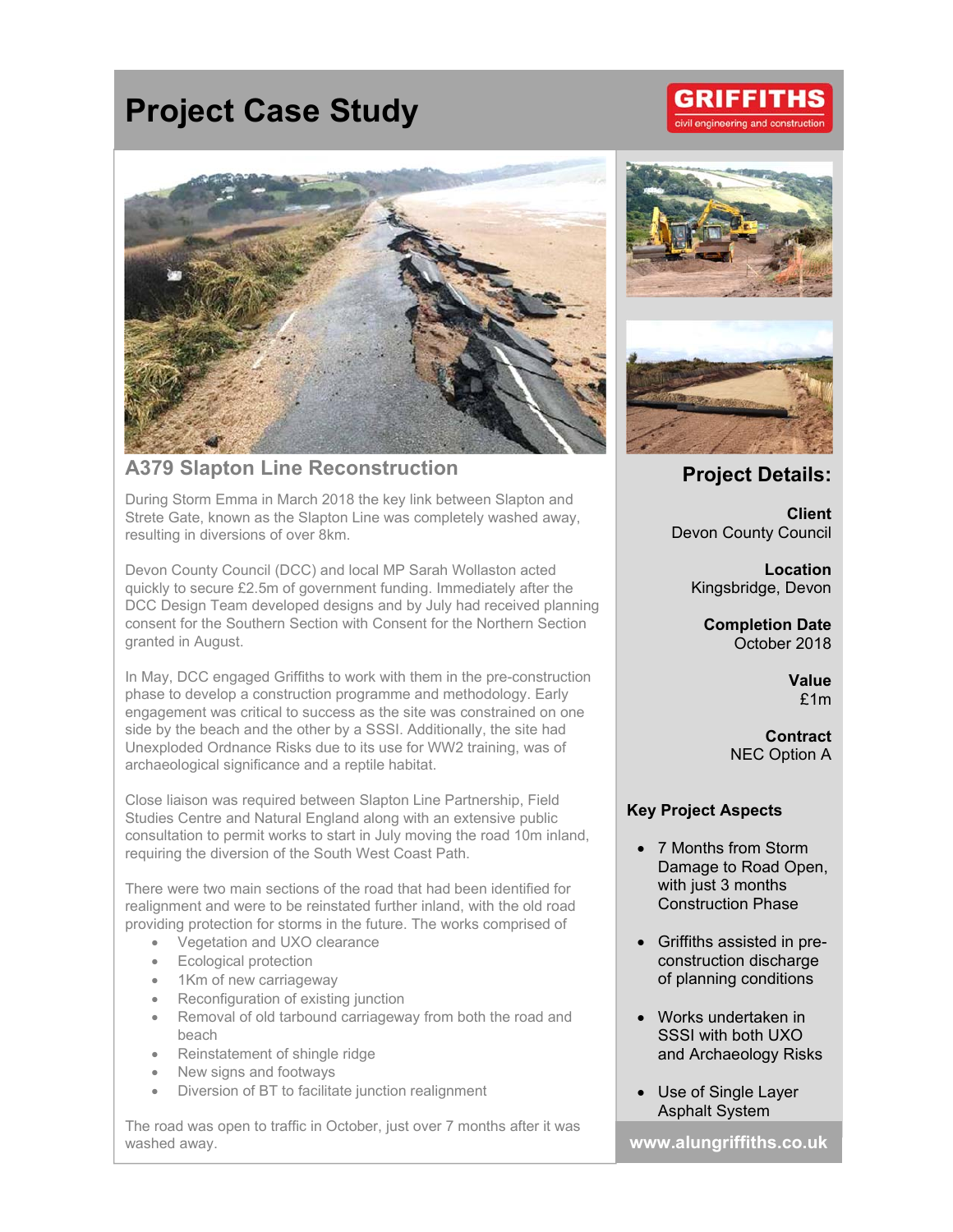# Project Case Study

GRIFFITHS
civil engineering and construction

## A379 Slapton Line Reconstruction

During Storm Emma in March 2018 the key link between Slapton and Strete Gate, known as the Slapton Line was completely washed away, resulting in diversions of over 8km.

Devon County Council (DCC) and local MP Sarah Wollaston acted quickly to secure £2.5m of government funding. Immediately after the DCC Design Team developed designs and by July had received planning consent for the Southern Section with Consent for the Northern Section granted in August.

In May, DCC engaged Griffiths to work with them in the pre-construction phase to develop a construction programme and methodology. Early engagement was critical to success as the site was constrained on one side by the beach and the other by a SSSI. Additionally, the site had Unexploded Ordnance Risks due to its use for WW2 training, was of archaeological significance and a reptile habitat.

Close liaison was required between Slapton Line Partnership, Field Studies Centre and Natural England along with an extensive public consultation to permit works to start in July moving the road 10m inland, requiring the diversion of the South West Coast Path.

There were two main sections of the road that had been identified for realignment and were to be reinstated further inland, with the old road providing protection for storms in the future. The works comprised of

- Vegetation and UXO clearance
- Ecological protection
- 1Km of new carriageway
- Reconfiguration of existing junction
- Removal of old tarbound carriageway from both the road and beach
- Reinstatement of shingle ridge
- New signs and footways
- Diversion of BT to facilitate junction realignment

The road was open to traffic in October, just over 7 months after it was washed away.

## Project Details:

**Client**
Devon County Council

**Location**
Kingsbridge, Devon

**Completion Date**
October 2018

**Value**
£1m

**Contract**
NEC Option A

### Key Project Aspects

- 7 Months from Storm Damage to Road Open, with just 3 months Construction Phase
- Griffiths assisted in pre-construction discharge of planning conditions
- Works undertaken in SSSI with both UXO and Archaeology Risks
- Use of Single Layer Asphalt System

www.alungriffiths.co.uk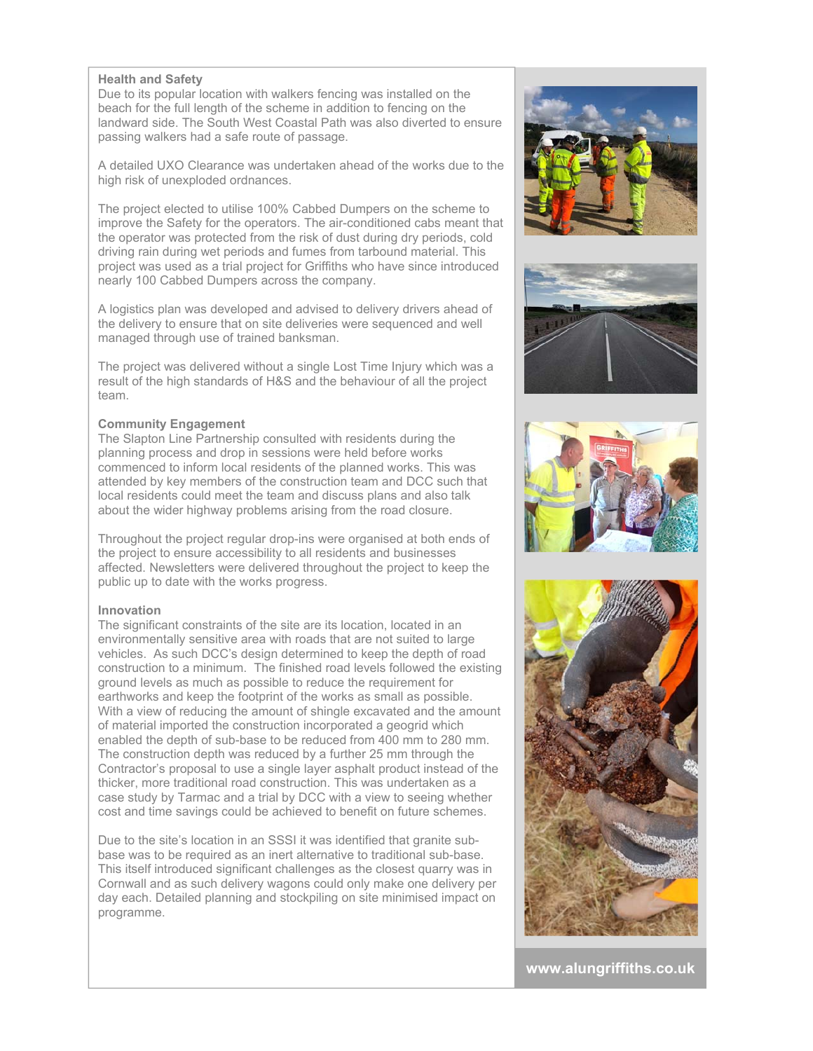## Health and Safety

Due to its popular location with walkers fencing was installed on the beach for the full length of the scheme in addition to fencing on the landward side. The South West Coastal Path was also diverted to ensure passing walkers had a safe route of passage.

A detailed UXO Clearance was undertaken ahead of the works due to the high risk of unexploded ordnances.

The project elected to utilise 100% Cabbed Dumpers on the scheme to improve the Safety for the operators. The air-conditioned cabs meant that the operator was protected from the risk of dust during dry periods, cold driving rain during wet periods and fumes from tarbound material. This project was used as a trial project for Griffiths who have since introduced nearly 100 Cabbed Dumpers across the company.

A logistics plan was developed and advised to delivery drivers ahead of the delivery to ensure that on site deliveries were sequenced and well managed through use of trained banksman.

The project was delivered without a single Lost Time Injury which was a result of the high standards of H&S and the behaviour of all the project team.

## Community Engagement

The Slapton Line Partnership consulted with residents during the planning process and drop in sessions were held before works commenced to inform local residents of the planned works. This was attended by key members of the construction team and DCC such that local residents could meet the team and discuss plans and also talk about the wider highway problems arising from the road closure.

Throughout the project regular drop-ins were organised at both ends of the project to ensure accessibility to all residents and businesses affected. Newsletters were delivered throughout the project to keep the public up to date with the works progress.

## Innovation

The significant constraints of the site are its location, located in an environmentally sensitive area with roads that are not suited to large vehicles. As such DCC's design determined to keep the depth of road construction to a minimum. The finished road levels followed the existing ground levels as much as possible to reduce the requirement for earthworks and keep the footprint of the works as small as possible. With a view of reducing the amount of shingle excavated and the amount of material imported the construction incorporated a geogrid which enabled the depth of sub-base to be reduced from 400 mm to 280 mm. The construction depth was reduced by a further 25 mm through the Contractor's proposal to use a single layer asphalt product instead of the thicker, more traditional road construction. This was undertaken as a case study by Tarmac and a trial by DCC with a view to seeing whether cost and time savings could be achieved to benefit on future schemes.

Due to the site's location in an SSSI it was identified that granite sub-base was to be required as an inert alternative to traditional sub-base. This itself introduced significant challenges as the closest quarry was in Cornwall and as such delivery wagons could only make one delivery per day each. Detailed planning and stockpiling on site minimised impact on programme.

www.alungriffiths.co.uk